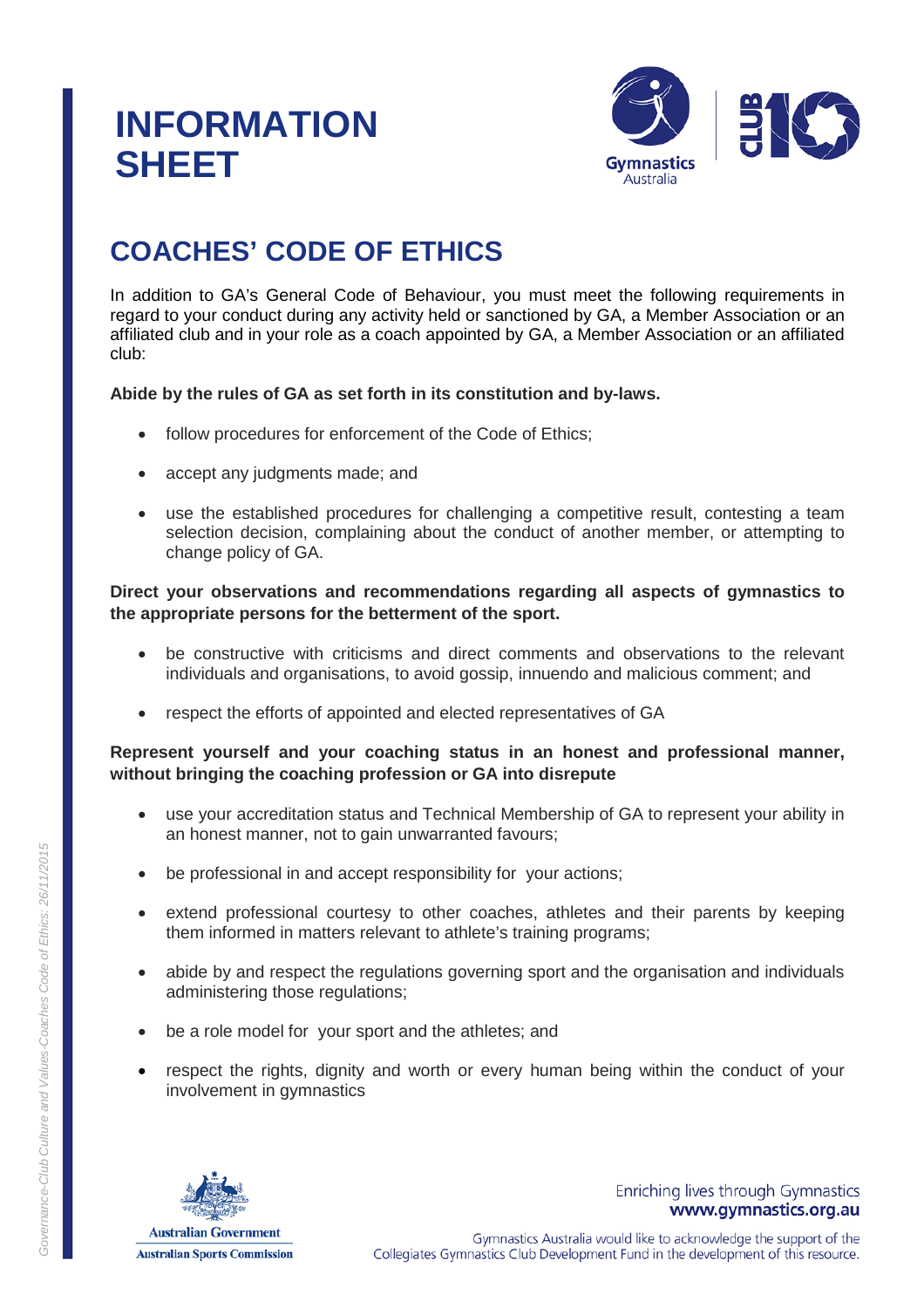# INFORMATION SHEET

## COACHES' CODE OF ETHICS

In addition to GA's General Code of Behaviour, you must meet the following requirements in regard to your conduct during any activity held or sanctioned by GA, a Member Association or an affiliated club and in your role as a coach appointed by GA, a Member Association or an affiliated club:

**Abide by the rules of GA as set forth in its constitution and by-laws.**

- follow procedures for enforcement of the Code of Ethics;
- accept any judgments made; and
- use the established procedures for challenging a competitive result, contesting a team selection decision, complaining about the conduct of another member, or attempting to change policy of GA.

**Direct your observations and recommendations regarding all aspects of gymnastics to the appropriate persons for the betterment of the sport.**

- be constructive with criticisms and direct comments and observations to the relevant individuals and organisations, to avoid gossip, innuendo and malicious comment; and
- respect the efforts of appointed and elected representatives of GA

**Represent yourself and your coaching status in an honest and professional manner, without bringing the coaching profession or GA into disrepute**

- use your accreditation status and Technical Membership of GA to represent your ability in an honest manner, not to gain unwarranted favours;
- be professional in and accept responsibility for your actions;
- extend professional courtesy to other coaches, athletes and their parents by keeping them informed in matters relevant to athlete's training programs;
- abide by and respect the regulations governing sport and the organisation and individuals administering those regulations;
- be a role model for your sport and the athletes; and
- respect the rights, dignity and worth or every human being within the conduct of your involvement in gymnastics

Australian Government
Australian Sports Commission

Enriching lives through Gymnastics
**www.gymnastics.org.au**

Gymnastics Australia would like to acknowledge the support of the Collegiates Gymnastics Club Development Fund in the development of this resource.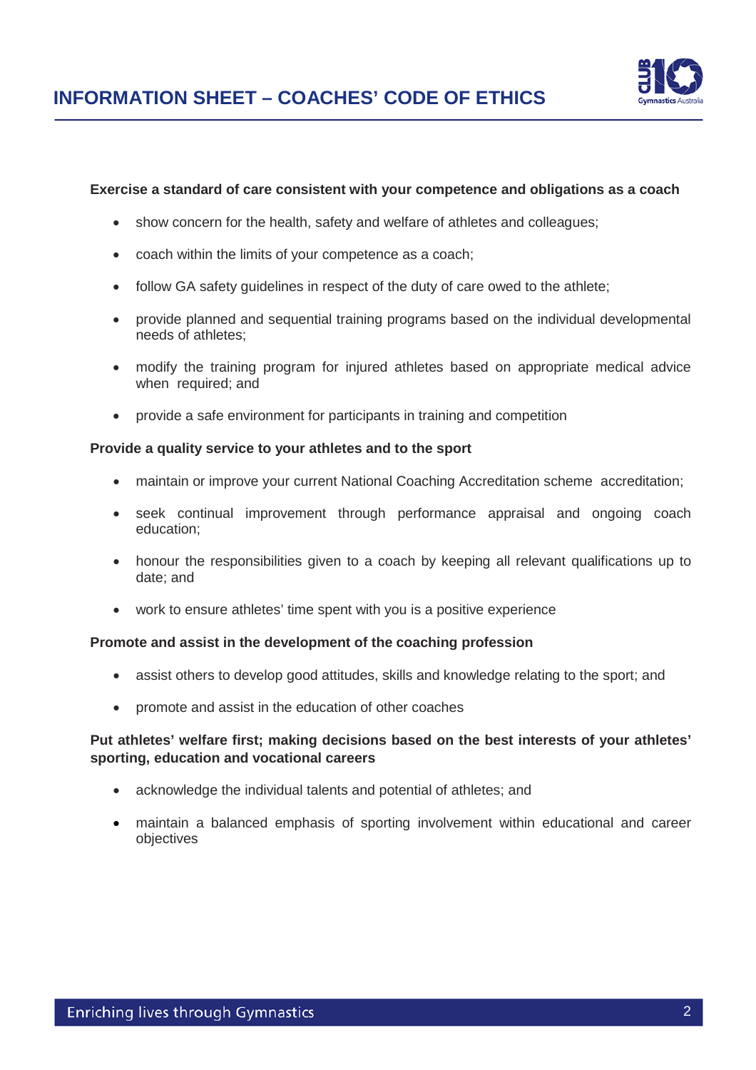**Exercise a standard of care consistent with your competence and obligations as a coach**

- show concern for the health, safety and welfare of athletes and colleagues;
- coach within the limits of your competence as a coach;
- follow GA safety guidelines in respect of the duty of care owed to the athlete;
- provide planned and sequential training programs based on the individual developmental needs of athletes;
- modify the training program for injured athletes based on appropriate medical advice when required; and
- provide a safe environment for participants in training and competition

**Provide a quality service to your athletes and to the sport**

- maintain or improve your current National Coaching Accreditation scheme accreditation;
- seek continual improvement through performance appraisal and ongoing coach education;
- honour the responsibilities given to a coach by keeping all relevant qualifications up to date; and
- work to ensure athletes' time spent with you is a positive experience

**Promote and assist in the development of the coaching profession**

- assist others to develop good attitudes, skills and knowledge relating to the sport; and
- promote and assist in the education of other coaches

**Put athletes' welfare first; making decisions based on the best interests of your athletes' sporting, education and vocational careers**

- acknowledge the individual talents and potential of athletes; and
- maintain a balanced emphasis of sporting involvement within educational and career objectives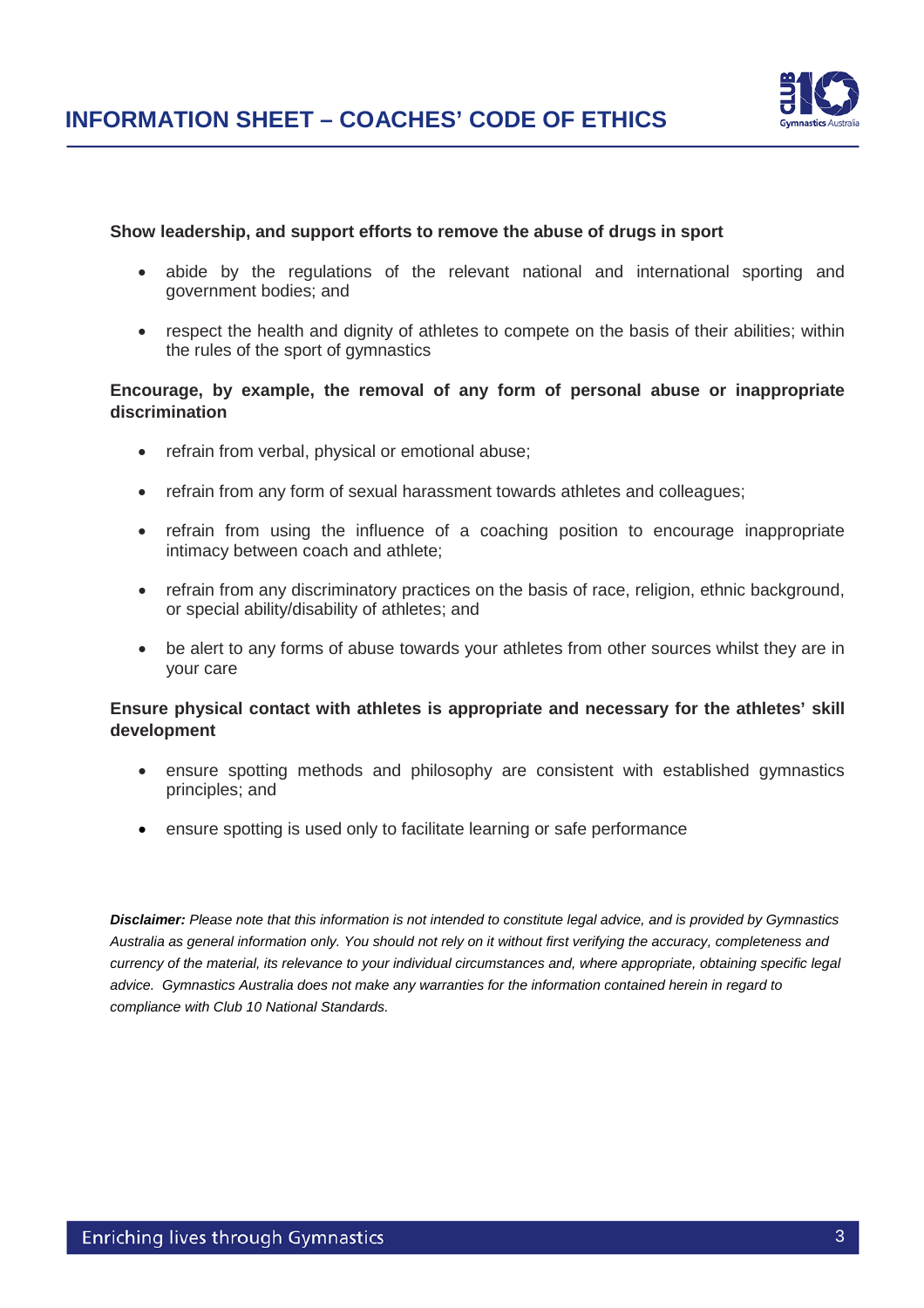**Show leadership, and support efforts to remove the abuse of drugs in sport**

- abide by the regulations of the relevant national and international sporting and government bodies; and
- respect the health and dignity of athletes to compete on the basis of their abilities; within the rules of the sport of gymnastics

**Encourage, by example, the removal of any form of personal abuse or inappropriate discrimination**

- refrain from verbal, physical or emotional abuse;
- refrain from any form of sexual harassment towards athletes and colleagues;
- refrain from using the influence of a coaching position to encourage inappropriate intimacy between coach and athlete;
- refrain from any discriminatory practices on the basis of race, religion, ethnic background, or special ability/disability of athletes; and
- be alert to any forms of abuse towards your athletes from other sources whilst they are in your care

**Ensure physical contact with athletes is appropriate and necessary for the athletes' skill development**

- ensure spotting methods and philosophy are consistent with established gymnastics principles; and
- ensure spotting is used only to facilitate learning or safe performance

***Disclaimer:*** *Please note that this information is not intended to constitute legal advice, and is provided by Gymnastics Australia as general information only. You should not rely on it without first verifying the accuracy, completeness and currency of the material, its relevance to your individual circumstances and, where appropriate, obtaining specific legal advice. Gymnastics Australia does not make any warranties for the information contained herein in regard to compliance with Club 10 National Standards.*